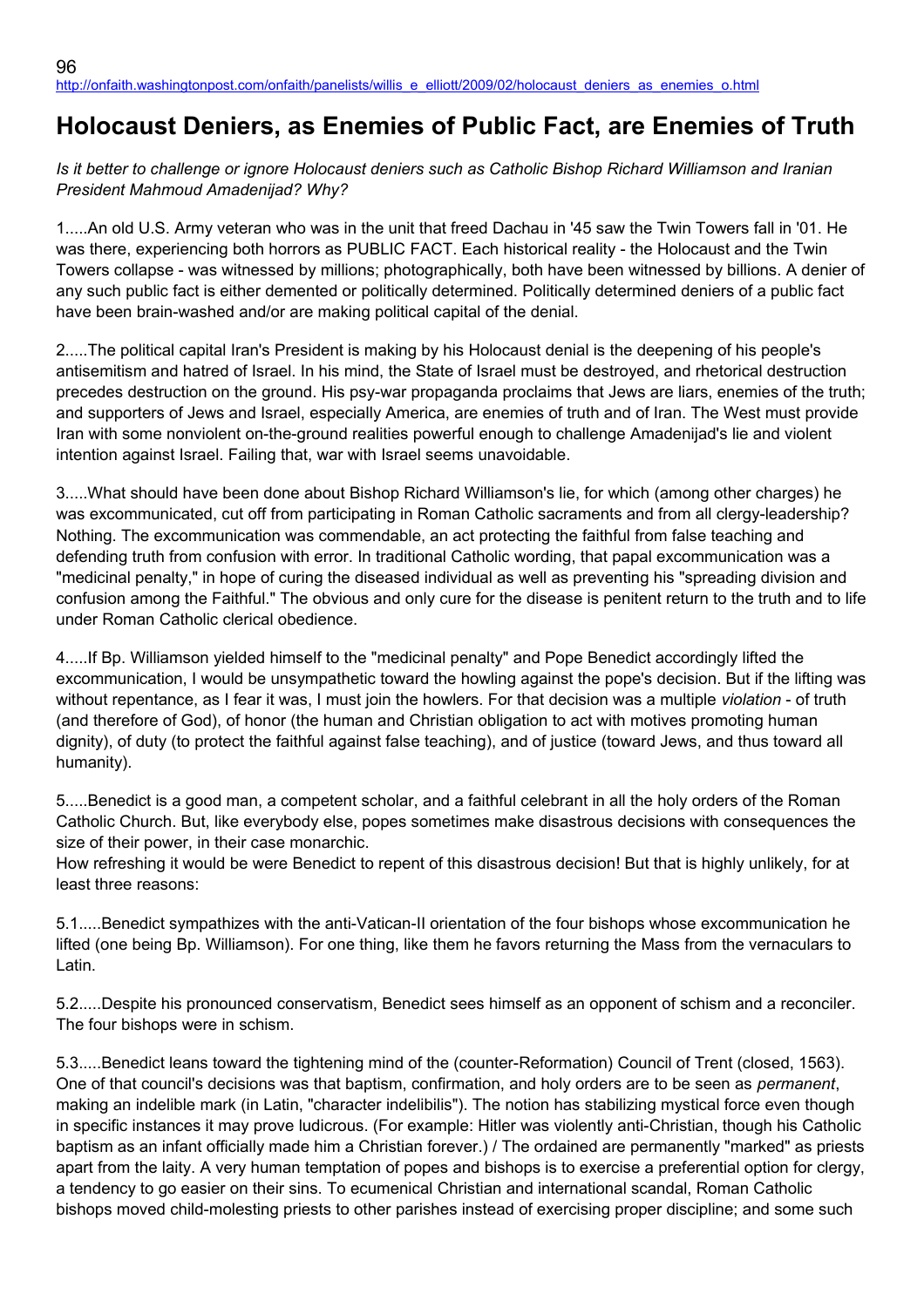http://onfaith.washingtonpost.com/onfaith/panelists/willis_e_elliott/2009/02/holocaust_deniers_as_enemies_o.html

# Holocaust Deniers, as Enemies of Public Fact, are Enemies of Truth

*Is it better to challenge or ignore Holocaust deniers such as Catholic Bishop Richard Williamson and Iranian President Mahmoud Amadenijad? Why?*

1.....An old U.S. Army veteran who was in the unit that freed Dachau in '45 saw the Twin Towers fall in '01. He was there, experiencing both horrors as PUBLIC FACT. Each historical reality - the Holocaust and the Twin Towers collapse - was witnessed by millions; photographically, both have been witnessed by billions. A denier of any such public fact is either demented or politically determined. Politically determined deniers of a public fact have been brain-washed and/or are making political capital of the denial.

2.....The political capital Iran's President is making by his Holocaust denial is the deepening of his people's antisemitism and hatred of Israel. In his mind, the State of Israel must be destroyed, and rhetorical destruction precedes destruction on the ground. His psy-war propaganda proclaims that Jews are liars, enemies of the truth; and supporters of Jews and Israel, especially America, are enemies of truth and of Iran. The West must provide Iran with some nonviolent on-the-ground realities powerful enough to challenge Amadenijad's lie and violent intention against Israel. Failing that, war with Israel seems unavoidable.

3.....What should have been done about Bishop Richard Williamson's lie, for which (among other charges) he was excommunicated, cut off from participating in Roman Catholic sacraments and from all clergy-leadership? Nothing. The excommunication was commendable, an act protecting the faithful from false teaching and defending truth from confusion with error. In traditional Catholic wording, that papal excommunication was a "medicinal penalty," in hope of curing the diseased individual as well as preventing his "spreading division and confusion among the Faithful." The obvious and only cure for the disease is penitent return to the truth and to life under Roman Catholic clerical obedience.

4.....If Bp. Williamson yielded himself to the "medicinal penalty" and Pope Benedict accordingly lifted the excommunication, I would be unsympathetic toward the howling against the pope's decision. But if the lifting was without repentance, as I fear it was, I must join the howlers. For that decision was a multiple *violation* - of truth (and therefore of God), of honor (the human and Christian obligation to act with motives promoting human dignity), of duty (to protect the faithful against false teaching), and of justice (toward Jews, and thus toward all humanity).

5.....Benedict is a good man, a competent scholar, and a faithful celebrant in all the holy orders of the Roman Catholic Church. But, like everybody else, popes sometimes make disastrous decisions with consequences the size of their power, in their case monarchic.
How refreshing it would be were Benedict to repent of this disastrous decision! But that is highly unlikely, for at least three reasons:

5.1.....Benedict sympathizes with the anti-Vatican-II orientation of the four bishops whose excommunication he lifted (one being Bp. Williamson). For one thing, like them he favors returning the Mass from the vernaculars to Latin.

5.2.....Despite his pronounced conservatism, Benedict sees himself as an opponent of schism and a reconciler. The four bishops were in schism.

5.3.....Benedict leans toward the tightening mind of the (counter-Reformation) Council of Trent (closed, 1563). One of that council's decisions was that baptism, confirmation, and holy orders are to be seen as *permanent*, making an indelible mark (in Latin, "character indelibilis"). The notion has stabilizing mystical force even though in specific instances it may prove ludicrous. (For example: Hitler was violently anti-Christian, though his Catholic baptism as an infant officially made him a Christian forever.) / The ordained are permanently "marked" as priests apart from the laity. A very human temptation of popes and bishops is to exercise a preferential option for clergy, a tendency to go easier on their sins. To ecumenical Christian and international scandal, Roman Catholic bishops moved child-molesting priests to other parishes instead of exercising proper discipline; and some such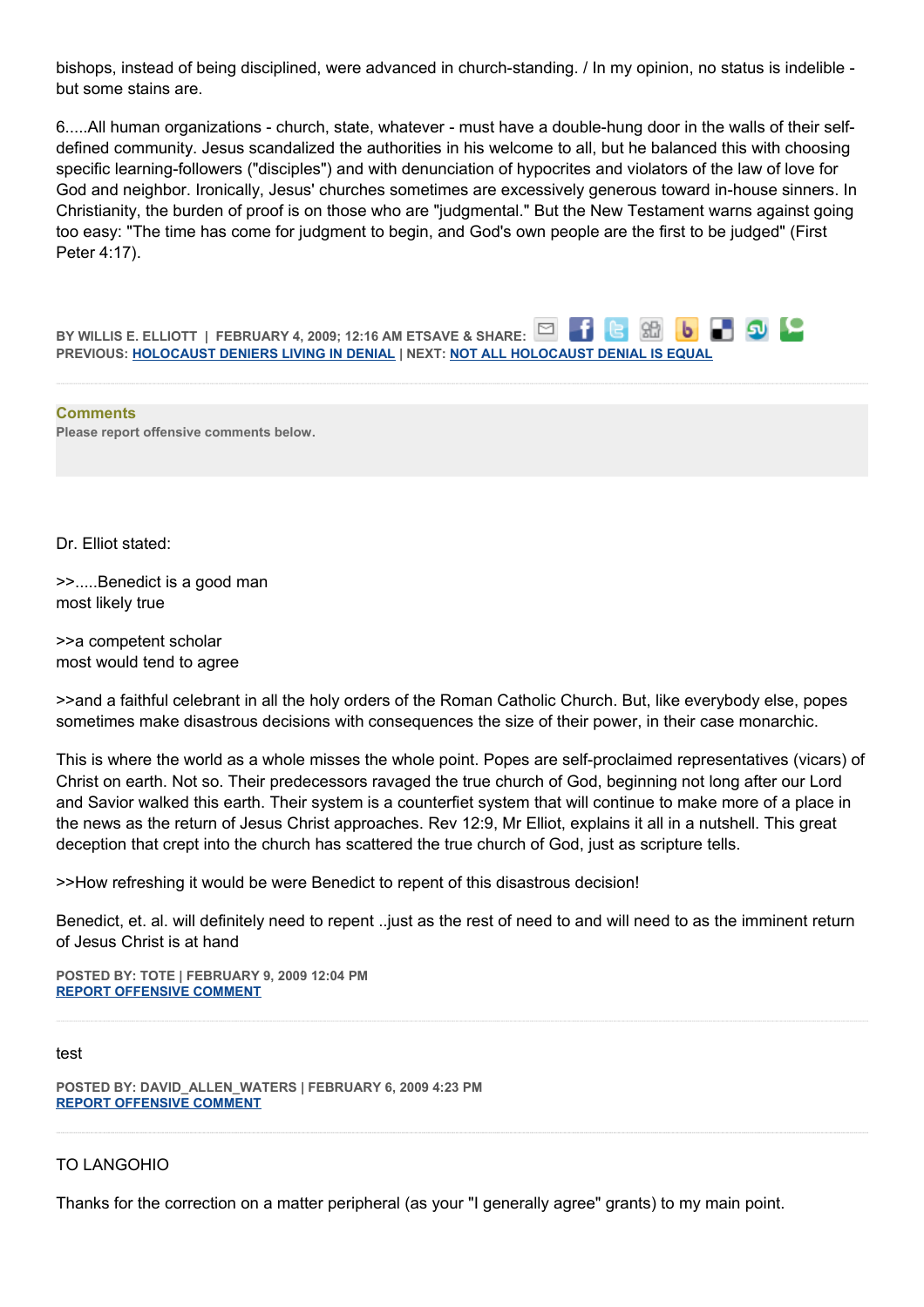bishops, instead of being disciplined, were advanced in church-standing. / In my opinion, no status is indelible - but some stains are.

6.....All human organizations - church, state, whatever - must have a double-hung door in the walls of their self-defined community. Jesus scandalized the authorities in his welcome to all, but he balanced this with choosing specific learning-followers ("disciples") and with denunciation of hypocrites and violators of the law of love for God and neighbor. Ironically, Jesus' churches sometimes are excessively generous toward in-house sinners. In Christianity, the burden of proof is on those who are "judgmental." But the New Testament warns against going too easy: "The time has come for judgment to begin, and God's own people are the first to be judged" (First Peter 4:17).

**BY WILLIS E. ELLIOTT | FEBRUARY 4, 2009; 12:16 AM ET SAVE & SHARE:**
**PREVIOUS: HOLOCAUST DENIERS LIVING IN DENIAL | NEXT: NOT ALL HOLOCAUST DENIAL IS EQUAL**

---

**Comments**

**Please report offensive comments below.**

Dr. Elliot stated:

>>.....Benedict is a good man
most likely true

>>a competent scholar
most would tend to agree

>>and a faithful celebrant in all the holy orders of the Roman Catholic Church. But, like everybody else, popes sometimes make disastrous decisions with consequences the size of their power, in their case monarchic.

This is where the world as a whole misses the whole point. Popes are self-proclaimed representatives (vicars) of Christ on earth. Not so. Their predecessors ravaged the true church of God, beginning not long after our Lord and Savior walked this earth. Their system is a counterfiet system that will continue to make more of a place in the news as the return of Jesus Christ approaches. Rev 12:9, Mr Elliot, explains it all in a nutshell. This great deception that crept into the church has scattered the true church of God, just as scripture tells.

>>How refreshing it would be were Benedict to repent of this disastrous decision!

Benedict, et. al. will definitely need to repent ..just as the rest of need to and will need to as the imminent return of Jesus Christ is at hand

**POSTED BY: TOTE | FEBRUARY 9, 2009 12:04 PM**
**REPORT OFFENSIVE COMMENT**

---

test

**POSTED BY: DAVID_ALLEN_WATERS | FEBRUARY 6, 2009 4:23 PM**
**REPORT OFFENSIVE COMMENT**

---

TO LANGOHIO

Thanks for the correction on a matter peripheral (as your "I generally agree" grants) to my main point.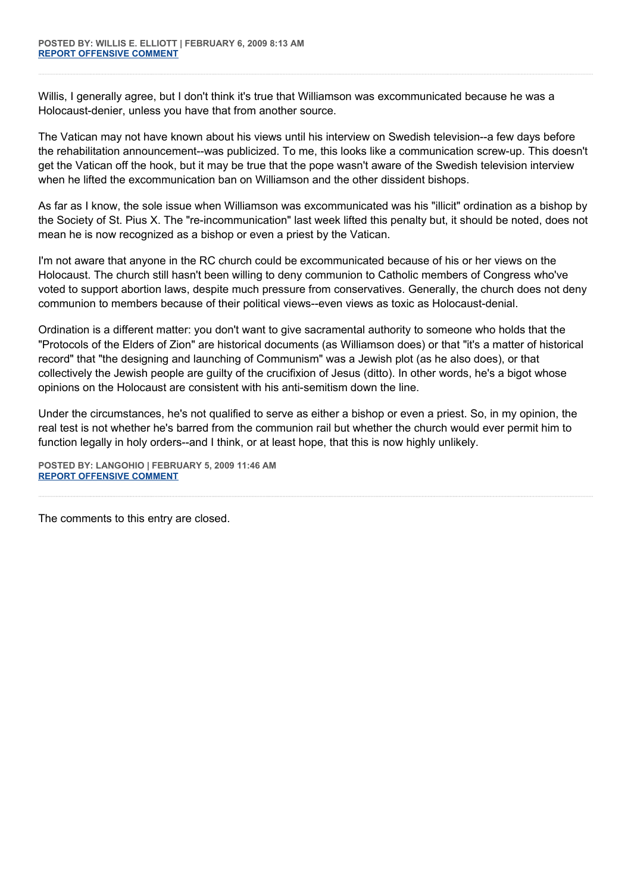**POSTED BY: WILLIS E. ELLIOTT | FEBRUARY 6, 2009 8:13 AM**
**REPORT OFFENSIVE COMMENT**

---

Willis, I generally agree, but I don't think it's true that Williamson was excommunicated because he was a Holocaust-denier, unless you have that from another source.

The Vatican may not have known about his views until his interview on Swedish television--a few days before the rehabilitation announcement--was publicized. To me, this looks like a communication screw-up. This doesn't get the Vatican off the hook, but it may be true that the pope wasn't aware of the Swedish television interview when he lifted the excommunication ban on Williamson and the other dissident bishops.

As far as I know, the sole issue when Williamson was excommunicated was his "illicit" ordination as a bishop by the Society of St. Pius X. The "re-incommunication" last week lifted this penalty but, it should be noted, does not mean he is now recognized as a bishop or even a priest by the Vatican.

I'm not aware that anyone in the RC church could be excommunicated because of his or her views on the Holocaust. The church still hasn't been willing to deny communion to Catholic members of Congress who've voted to support abortion laws, despite much pressure from conservatives. Generally, the church does not deny communion to members because of their political views--even views as toxic as Holocaust-denial.

Ordination is a different matter: you don't want to give sacramental authority to someone who holds that the "Protocols of the Elders of Zion" are historical documents (as Williamson does) or that "it's a matter of historical record" that "the designing and launching of Communism" was a Jewish plot (as he also does), or that collectively the Jewish people are guilty of the crucifixion of Jesus (ditto). In other words, he's a bigot whose opinions on the Holocaust are consistent with his anti-semitism down the line.

Under the circumstances, he's not qualified to serve as either a bishop or even a priest. So, in my opinion, the real test is not whether he's barred from the communion rail but whether the church would ever permit him to function legally in holy orders--and I think, or at least hope, that this is now highly unlikely.

**POSTED BY: LANGOHIO | FEBRUARY 5, 2009 11:46 AM**
**REPORT OFFENSIVE COMMENT**

---

The comments to this entry are closed.